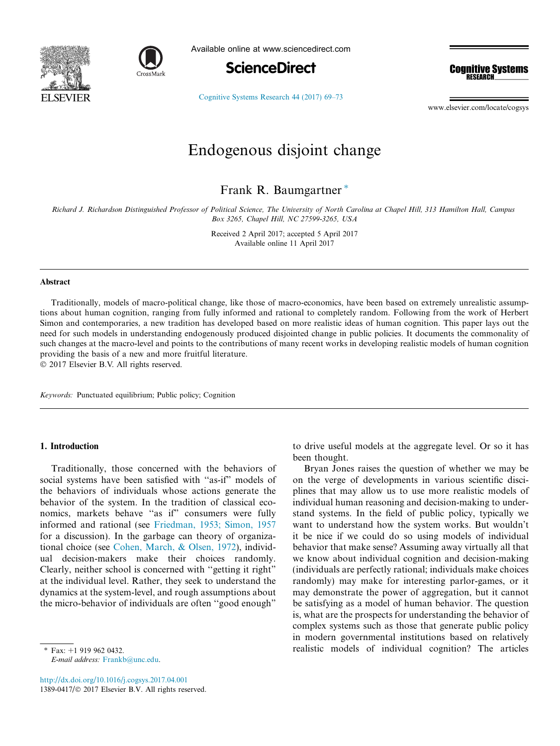# Endogenous disjoint change

Frank R. Baumgartner *

*Richard J. Richardson Distinguished Professor of Political Science, The University of North Carolina at Chapel Hill, 313 Hamilton Hall, Campus Box 3265, Chapel Hill, NC 27599-3265, USA*

Received 2 April 2017; accepted 5 April 2017
Available online 11 April 2017

## Abstract

Traditionally, models of macro-political change, like those of macro-economics, have been based on extremely unrealistic assumptions about human cognition, ranging from fully informed and rational to completely random. Following from the work of Herbert Simon and contemporaries, a new tradition has developed based on more realistic ideas of human cognition. This paper lays out the need for such models in understanding endogenously produced disjointed change in public policies. It documents the commonality of such changes at the macro-level and points to the contributions of many recent works in developing realistic models of human cognition providing the basis of a new and more fruitful literature.
© 2017 Elsevier B.V. All rights reserved.

*Keywords:* Punctuated equilibrium; Public policy; Cognition

## 1. Introduction

Traditionally, those concerned with the behaviors of social systems have been satisfied with "as-if" models of the behaviors of individuals whose actions generate the behavior of the system. In the tradition of classical economics, markets behave "as if" consumers were fully informed and rational (see Friedman, 1953; Simon, 1957 for a discussion). In the garbage can theory of organizational choice (see Cohen, March, & Olsen, 1972), individual decision-makers make their choices randomly. Clearly, neither school is concerned with "getting it right" at the individual level. Rather, they seek to understand the dynamics at the system-level, and rough assumptions about the micro-behavior of individuals are often "good enough" to drive useful models at the aggregate level. Or so it has been thought.

Bryan Jones raises the question of whether we may be on the verge of developments in various scientific disciplines that may allow us to use more realistic models of individual human reasoning and decision-making to understand systems. In the field of public policy, typically we want to understand how the system works. But wouldn't it be nice if we could do so using models of individual behavior that make sense? Assuming away virtually all that we know about individual cognition and decision-making (individuals are perfectly rational; individuals make choices randomly) may make for interesting parlor-games, or it may demonstrate the power of aggregation, but it cannot be satisfying as a model of human behavior. The question is, what are the prospects for understanding the behavior of complex systems such as those that generate public policy in modern governmental institutions based on relatively realistic models of individual cognition? The articles

* Fax: +1 919 962 0432.
*E-mail address:* Frankb@unc.edu.

http://dx.doi.org/10.1016/j.cogsys.2017.04.001
1389-0417/© 2017 Elsevier B.V. All rights reserved.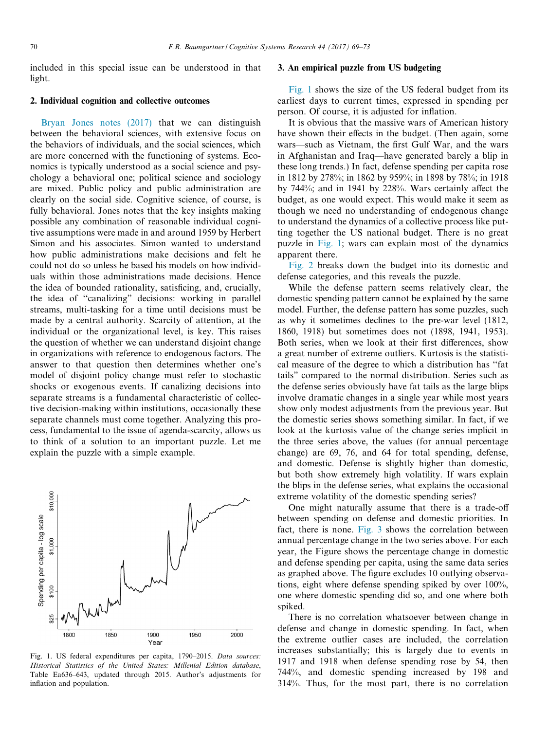included in this special issue can be understood in that light.

## 2. Individual cognition and collective outcomes

Bryan Jones notes (2017) that we can distinguish between the behavioral sciences, with extensive focus on the behaviors of individuals, and the social sciences, which are more concerned with the functioning of systems. Economics is typically understood as a social science and psychology a behavioral one; political science and sociology are mixed. Public policy and public administration are clearly on the social side. Cognitive science, of course, is fully behavioral. Jones notes that the key insights making possible any combination of reasonable individual cognitive assumptions were made in and around 1959 by Herbert Simon and his associates. Simon wanted to understand how public administrations make decisions and felt he could not do so unless he based his models on how individuals within those administrations made decisions. Hence the idea of bounded rationality, satisficing, and, crucially, the idea of "canalizing" decisions: working in parallel streams, multi-tasking for a time until decisions must be made by a central authority. Scarcity of attention, at the individual or the organizational level, is key. This raises the question of whether we can understand disjoint change in organizations with reference to endogenous factors. The answer to that question then determines whether one's model of disjoint policy change must refer to stochastic shocks or exogenous events. If canalizing decisions into separate streams is a fundamental characteristic of collective decision-making within institutions, occasionally these separate channels must come together. Analyzing this process, fundamental to the issue of agenda-scarcity, allows us to think of a solution to an important puzzle. Let me explain the puzzle with a simple example.

Fig. 1. US federal expenditures per capita, 1790–2015. *Data sources: Historical Statistics of the United States: Millenial Edition database*, Table Ea636–643, updated through 2015. Author's adjustments for inflation and population.

## 3. An empirical puzzle from US budgeting

Fig. 1 shows the size of the US federal budget from its earliest days to current times, expressed in spending per person. Of course, it is adjusted for inflation.

It is obvious that the massive wars of American history have shown their effects in the budget. (Then again, some wars—such as Vietnam, the first Gulf War, and the wars in Afghanistan and Iraq—have generated barely a blip in these long trends.) In fact, defense spending per capita rose in 1812 by 278%; in 1862 by 959%; in 1898 by 78%; in 1918 by 744%; and in 1941 by 228%. Wars certainly affect the budget, as one would expect. This would make it seem as though we need no understanding of endogenous change to understand the dynamics of a collective process like putting together the US national budget. There is no great puzzle in Fig. 1; wars can explain most of the dynamics apparent there.

Fig. 2 breaks down the budget into its domestic and defense categories, and this reveals the puzzle.

While the defense pattern seems relatively clear, the domestic spending pattern cannot be explained by the same model. Further, the defense pattern has some puzzles, such as why it sometimes declines to the pre-war level (1812, 1860, 1918) but sometimes does not (1898, 1941, 1953). Both series, when we look at their first differences, show a great number of extreme outliers. Kurtosis is the statistical measure of the degree to which a distribution has "fat tails" compared to the normal distribution. Series such as the defense series obviously have fat tails as the large blips involve dramatic changes in a single year while most years show only modest adjustments from the previous year. But the domestic series shows something similar. In fact, if we look at the kurtosis value of the change series implicit in the three series above, the values (for annual percentage change) are 69, 76, and 64 for total spending, defense, and domestic. Defense is slightly higher than domestic, but both show extremely high volatility. If wars explain the blips in the defense series, what explains the occasional extreme volatility of the domestic spending series?

One might naturally assume that there is a trade-off between spending on defense and domestic priorities. In fact, there is none. Fig. 3 shows the correlation between annual percentage change in the two series above. For each year, the Figure shows the percentage change in domestic and defense spending per capita, using the same data series as graphed above. The figure excludes 10 outlying observations, eight where defense spending spiked by over 100%, one where domestic spending did so, and one where both spiked.

There is no correlation whatsoever between change in defense and change in domestic spending. In fact, when the extreme outlier cases are included, the correlation increases substantially; this is largely due to events in 1917 and 1918 when defense spending rose by 54, then 744%, and domestic spending increased by 198 and 314%. Thus, for the most part, there is no correlation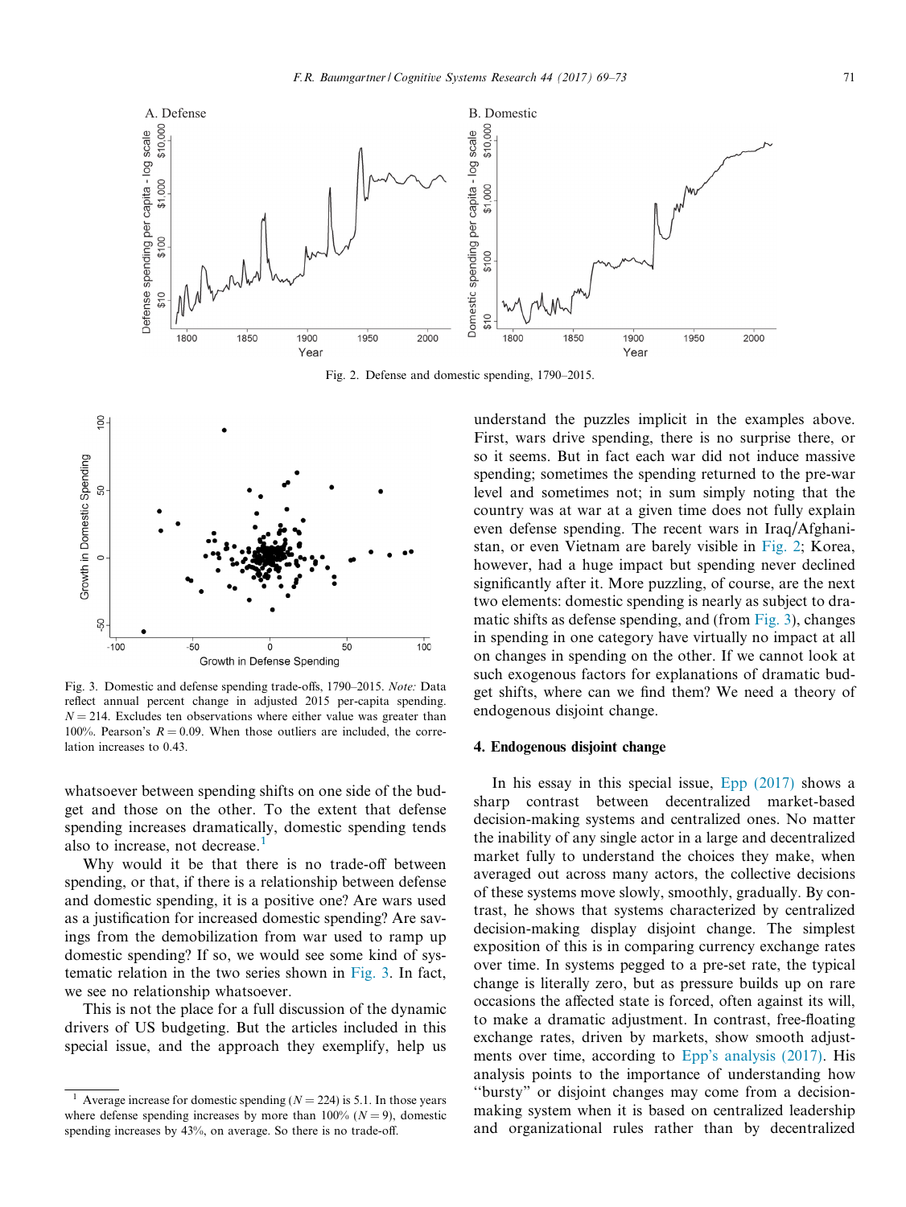Fig. 2. Defense and domestic spending, 1790–2015.

Fig. 3. Domestic and defense spending trade-offs, 1790–2015. *Note:* Data reflect annual percent change in adjusted 2015 per-capita spending. $N = 214$. Excludes ten observations where either value was greater than 100%. Pearson's $R = 0.09$. When those outliers are included, the correlation increases to 0.43.

whatsoever between spending shifts on one side of the budget and those on the other. To the extent that defense spending increases dramatically, domestic spending tends also to increase, not decrease.[1]

Why would it be that there is no trade-off between spending, or that, if there is a relationship between defense and domestic spending, it is a positive one? Are wars used as a justification for increased domestic spending? Are savings from the demobilization from war used to ramp up domestic spending? If so, we would see some kind of systematic relation in the two series shown in Fig. 3. In fact, we see no relationship whatsoever.

This is not the place for a full discussion of the dynamic drivers of US budgeting. But the articles included in this special issue, and the approach they exemplify, help us understand the puzzles implicit in the examples above. First, wars drive spending, there is no surprise there, or so it seems. But in fact each war did not induce massive spending; sometimes the spending returned to the pre-war level and sometimes not; in sum simply noting that the country was at war at a given time does not fully explain even defense spending. The recent wars in Iraq/Afghanistan, or even Vietnam are barely visible in Fig. 2; Korea, however, had a huge impact but spending never declined significantly after it. More puzzling, of course, are the next two elements: domestic spending is nearly as subject to dramatic shifts as defense spending, and (from Fig. 3), changes in spending in one category have virtually no impact at all on changes in spending on the other. If we cannot look at such exogenous factors for explanations of dramatic budget shifts, where can we find them? We need a theory of endogenous disjoint change.

## 4. Endogenous disjoint change

In his essay in this special issue, Epp (2017) shows a sharp contrast between decentralized market-based decision-making systems and centralized ones. No matter the inability of any single actor in a large and decentralized market fully to understand the choices they make, when averaged out across many actors, the collective decisions of these systems move slowly, smoothly, gradually. By contrast, he shows that systems characterized by centralized decision-making display disjoint change. The simplest exposition of this is in comparing currency exchange rates over time. In systems pegged to a pre-set rate, the typical change is literally zero, but as pressure builds up on rare occasions the affected state is forced, often against its will, to make a dramatic adjustment. In contrast, free-floating exchange rates, driven by markets, show smooth adjustments over time, according to Epp's analysis (2017). His analysis points to the importance of understanding how "bursty" or disjoint changes may come from a decision-making system when it is based on centralized leadership and organizational rules rather than by decentralized

[1] Average increase for domestic spending ($N = 224$) is 5.1. In those years where defense spending increases by more than 100% ($N = 9$), domestic spending increases by 43%, on average. So there is no trade-off.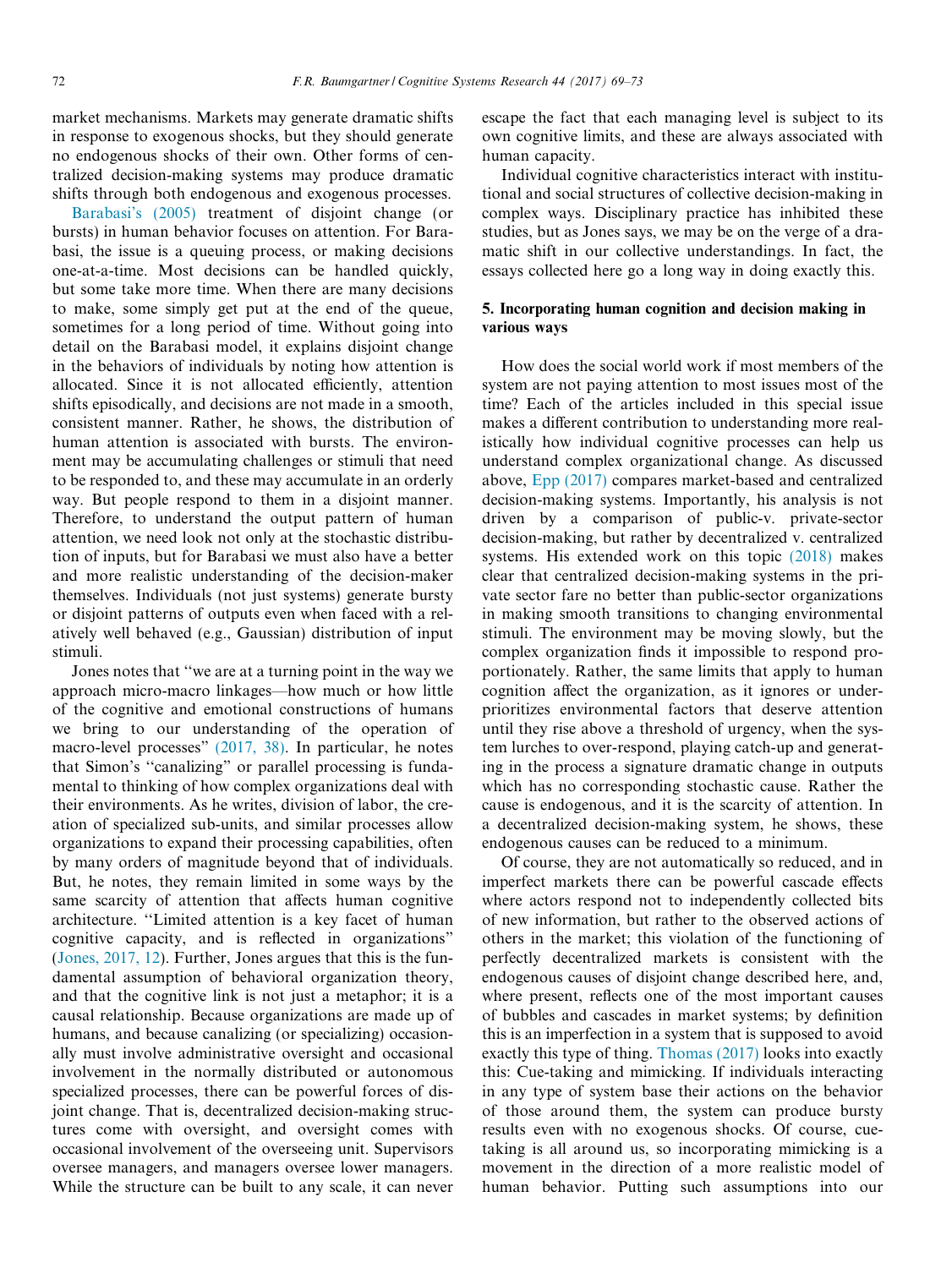market mechanisms. Markets may generate dramatic shifts in response to exogenous shocks, but they should generate no endogenous shocks of their own. Other forms of centralized decision-making systems may produce dramatic shifts through both endogenous and exogenous processes.

Barabasi's (2005) treatment of disjoint change (or bursts) in human behavior focuses on attention. For Barabasi, the issue is a queuing process, or making decisions one-at-a-time. Most decisions can be handled quickly, but some take more time. When there are many decisions to make, some simply get put at the end of the queue, sometimes for a long period of time. Without going into detail on the Barabasi model, it explains disjoint change in the behaviors of individuals by noting how attention is allocated. Since it is not allocated efficiently, attention shifts episodically, and decisions are not made in a smooth, consistent manner. Rather, he shows, the distribution of human attention is associated with bursts. The environment may be accumulating challenges or stimuli that need to be responded to, and these may accumulate in an orderly way. But people respond to them in a disjoint manner. Therefore, to understand the output pattern of human attention, we need look not only at the stochastic distribution of inputs, but for Barabasi we must also have a better and more realistic understanding of the decision-maker themselves. Individuals (not just systems) generate bursty or disjoint patterns of outputs even when faced with a relatively well behaved (e.g., Gaussian) distribution of input stimuli.

Jones notes that "we are at a turning point in the way we approach micro-macro linkages—how much or how little of the cognitive and emotional constructions of humans we bring to our understanding of the operation of macro-level processes" (2017, 38). In particular, he notes that Simon's "canalizing" or parallel processing is fundamental to thinking of how complex organizations deal with their environments. As he writes, division of labor, the creation of specialized sub-units, and similar processes allow organizations to expand their processing capabilities, often by many orders of magnitude beyond that of individuals. But, he notes, they remain limited in some ways by the same scarcity of attention that affects human cognitive architecture. "Limited attention is a key facet of human cognitive capacity, and is reflected in organizations" (Jones, 2017, 12). Further, Jones argues that this is the fundamental assumption of behavioral organization theory, and that the cognitive link is not just a metaphor; it is a causal relationship. Because organizations are made up of humans, and because canalizing (or specializing) occasionally must involve administrative oversight and occasional involvement in the normally distributed or autonomous specialized processes, there can be powerful forces of disjoint change. That is, decentralized decision-making structures come with oversight, and oversight comes with occasional involvement of the overseeing unit. Supervisors oversee managers, and managers oversee lower managers. While the structure can be built to any scale, it can never escape the fact that each managing level is subject to its own cognitive limits, and these are always associated with human capacity.

Individual cognitive characteristics interact with institutional and social structures of collective decision-making in complex ways. Disciplinary practice has inhibited these studies, but as Jones says, we may be on the verge of a dramatic shift in our collective understandings. In fact, the essays collected here go a long way in doing exactly this.

## 5. Incorporating human cognition and decision making in various ways

How does the social world work if most members of the system are not paying attention to most issues most of the time? Each of the articles included in this special issue makes a different contribution to understanding more realistically how individual cognitive processes can help us understand complex organizational change. As discussed above, Epp (2017) compares market-based and centralized decision-making systems. Importantly, his analysis is not driven by a comparison of public-v. private-sector decision-making, but rather by decentralized v. centralized systems. His extended work on this topic (2018) makes clear that centralized decision-making systems in the private sector fare no better than public-sector organizations in making smooth transitions to changing environmental stimuli. The environment may be moving slowly, but the complex organization finds it impossible to respond proportionately. Rather, the same limits that apply to human cognition affect the organization, as it ignores or under-prioritizes environmental factors that deserve attention until they rise above a threshold of urgency, when the system lurches to over-respond, playing catch-up and generating in the process a signature dramatic change in outputs which has no corresponding stochastic cause. Rather the cause is endogenous, and it is the scarcity of attention. In a decentralized decision-making system, he shows, these endogenous causes can be reduced to a minimum.

Of course, they are not automatically so reduced, and in imperfect markets there can be powerful cascade effects where actors respond not to independently collected bits of new information, but rather to the observed actions of others in the market; this violation of the functioning of perfectly decentralized markets is consistent with the endogenous causes of disjoint change described here, and, where present, reflects one of the most important causes of bubbles and cascades in market systems; by definition this is an imperfection in a system that is supposed to avoid exactly this type of thing. Thomas (2017) looks into exactly this: Cue-taking and mimicking. If individuals interacting in any type of system base their actions on the behavior of those around them, the system can produce bursty results even with no exogenous shocks. Of course, cue-taking is all around us, so incorporating mimicking is a movement in the direction of a more realistic model of human behavior. Putting such assumptions into our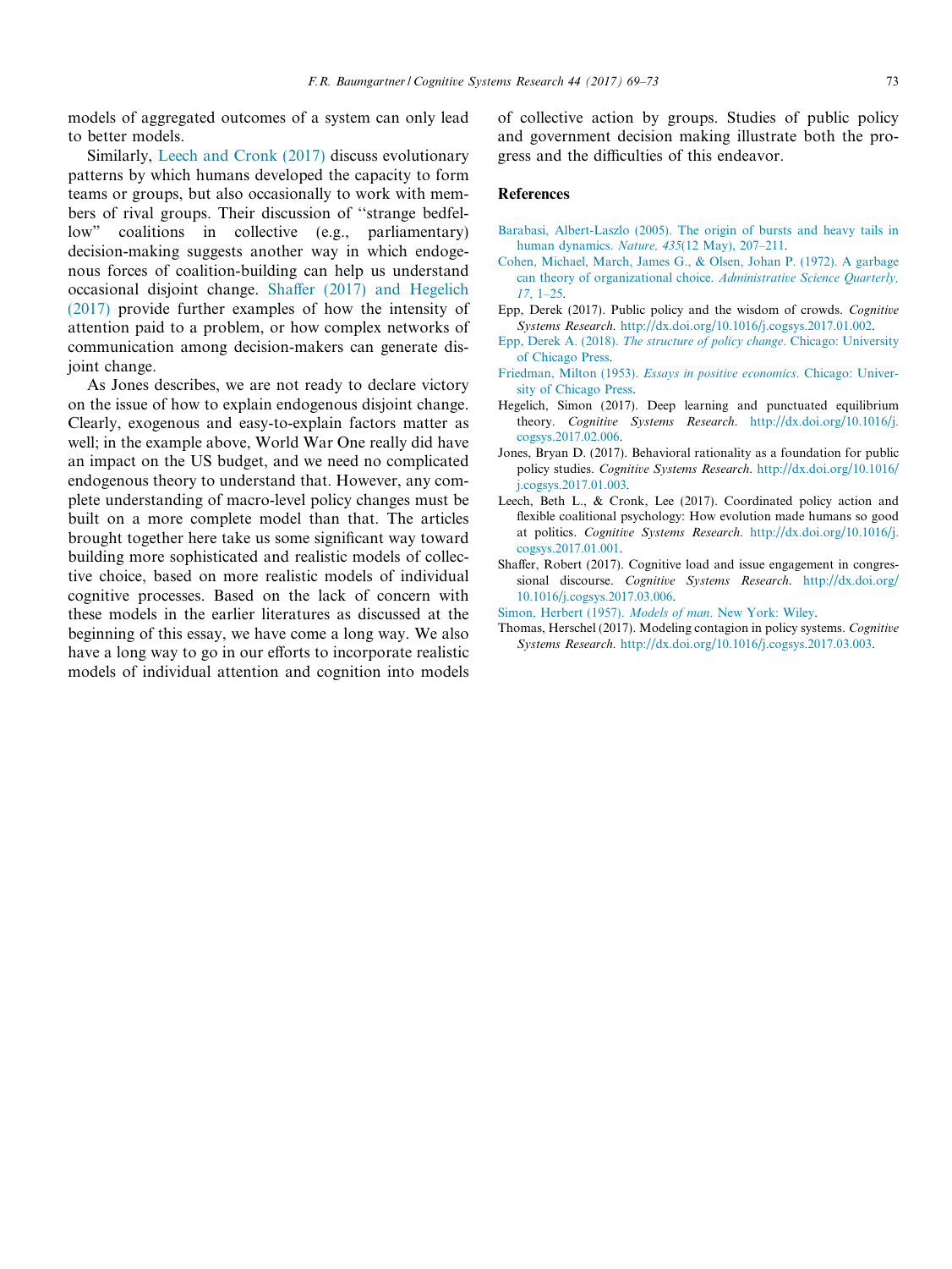models of aggregated outcomes of a system can only lead to better models.

Similarly, Leech and Cronk (2017) discuss evolutionary patterns by which humans developed the capacity to form teams or groups, but also occasionally to work with members of rival groups. Their discussion of "strange bedfellow" coalitions in collective (e.g., parliamentary) decision-making suggests another way in which endogenous forces of coalition-building can help us understand occasional disjoint change. Shaffer (2017) and Hegelich (2017) provide further examples of how the intensity of attention paid to a problem, or how complex networks of communication among decision-makers can generate disjoint change.

As Jones describes, we are not ready to declare victory on the issue of how to explain endogenous disjoint change. Clearly, exogenous and easy-to-explain factors matter as well; in the example above, World War One really did have an impact on the US budget, and we need no complicated endogenous theory to understand that. However, any complete understanding of macro-level policy changes must be built on a more complete model than that. The articles brought together here take us some significant way toward building more sophisticated and realistic models of collective choice, based on more realistic models of individual cognitive processes. Based on the lack of concern with these models in the earlier literatures as discussed at the beginning of this essay, we have come a long way. We also have a long way to go in our efforts to incorporate realistic models of individual attention and cognition into models of collective action by groups. Studies of public policy and government decision making illustrate both the progress and the difficulties of this endeavor.

## References

Barabasi, Albert-Laszlo (2005). The origin of bursts and heavy tails in human dynamics. *Nature, 435*(12 May), 207–211.

Cohen, Michael, March, James G., & Olsen, Johan P. (1972). A garbage can theory of organizational choice. *Administrative Science Quarterly, 17*, 1–25.

Epp, Derek (2017). Public policy and the wisdom of crowds. *Cognitive Systems Research*. http://dx.doi.org/10.1016/j.cogsys.2017.01.002.

Epp, Derek A. (2018). *The structure of policy change*. Chicago: University of Chicago Press.

Friedman, Milton (1953). *Essays in positive economics*. Chicago: University of Chicago Press.

Hegelich, Simon (2017). Deep learning and punctuated equilibrium theory. *Cognitive Systems Research*. http://dx.doi.org/10.1016/j.cogsys.2017.02.006.

Jones, Bryan D. (2017). Behavioral rationality as a foundation for public policy studies. *Cognitive Systems Research*. http://dx.doi.org/10.1016/j.cogsys.2017.01.003.

Leech, Beth L., & Cronk, Lee (2017). Coordinated policy action and flexible coalitional psychology: How evolution made humans so good at politics. *Cognitive Systems Research*. http://dx.doi.org/10.1016/j.cogsys.2017.01.001.

Shaffer, Robert (2017). Cognitive load and issue engagement in congressional discourse. *Cognitive Systems Research*. http://dx.doi.org/10.1016/j.cogsys.2017.03.006.

Simon, Herbert (1957). *Models of man*. New York: Wiley.

Thomas, Herschel (2017). Modeling contagion in policy systems. *Cognitive Systems Research*. http://dx.doi.org/10.1016/j.cogsys.2017.03.003.